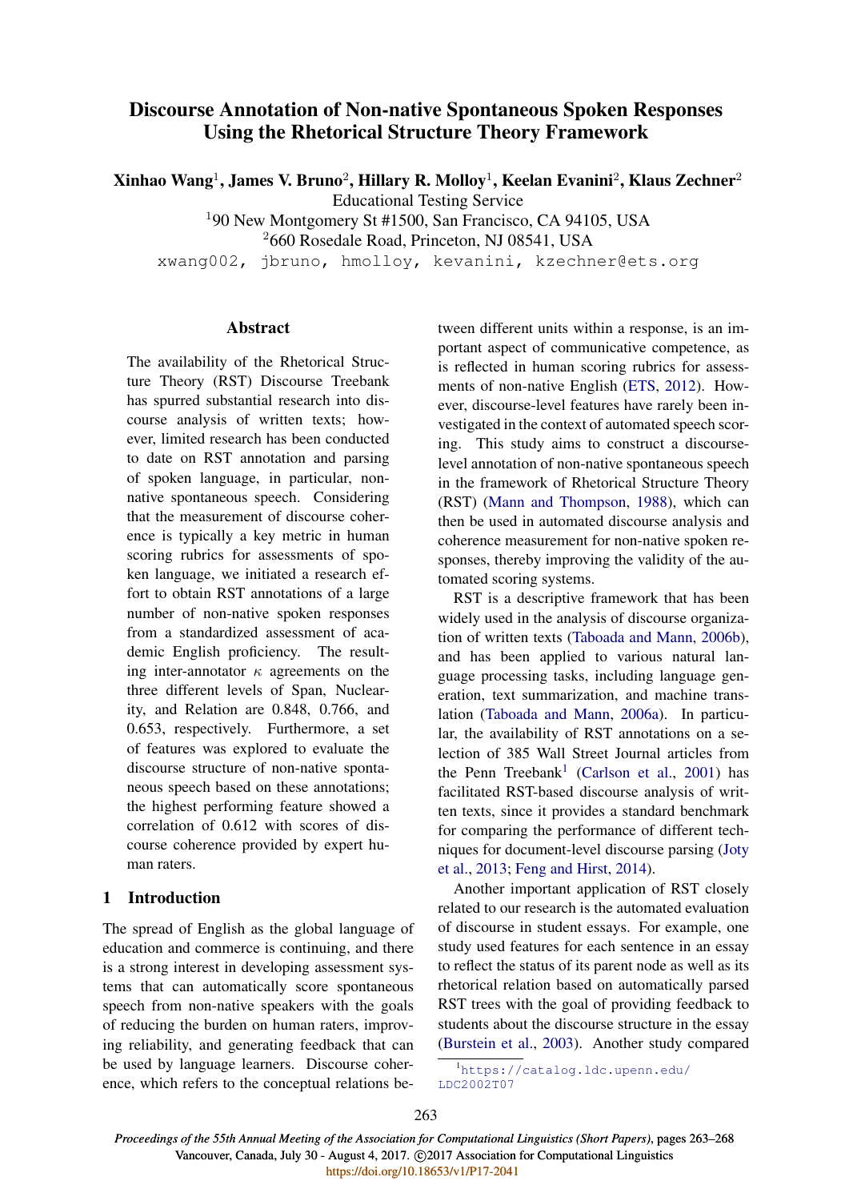# Discourse Annotation of Non-native Spontaneous Spoken Responses Using the Rhetorical Structure Theory Framework

**Xinhao Wang**[1], **James V. Bruno**[2], **Hillary R. Molloy**[1], **Keelan Evanini**[2], **Klaus Zechner**[2]

Educational Testing Service

[1]90 New Montgomery St #1500, San Francisco, CA 94105, USA

[2]660 Rosedale Road, Princeton, NJ 08541, USA

xwang002, jbruno, hmolloy, kevanini, kzechner@ets.org

## Abstract

The availability of the Rhetorical Structure Theory (RST) Discourse Treebank has spurred substantial research into discourse analysis of written texts; however, limited research has been conducted to date on RST annotation and parsing of spoken language, in particular, non-native spontaneous speech. Considering that the measurement of discourse coherence is typically a key metric in human scoring rubrics for assessments of spoken language, we initiated a research effort to obtain RST annotations of a large number of non-native spoken responses from a standardized assessment of academic English proficiency. The resulting inter-annotator $\kappa$ agreements on the three different levels of Span, Nuclearity, and Relation are 0.848, 0.766, and 0.653, respectively. Furthermore, a set of features was explored to evaluate the discourse structure of non-native spontaneous speech based on these annotations; the highest performing feature showed a correlation of 0.612 with scores of discourse coherence provided by expert human raters.

## 1 Introduction

The spread of English as the global language of education and commerce is continuing, and there is a strong interest in developing assessment systems that can automatically score spontaneous speech from non-native speakers with the goals of reducing the burden on human raters, improving reliability, and generating feedback that can be used by language learners. Discourse coherence, which refers to the conceptual relations between different units within a response, is an important aspect of communicative competence, as is reflected in human scoring rubrics for assessments of non-native English (ETS, 2012). However, discourse-level features have rarely been investigated in the context of automated speech scoring. This study aims to construct a discourse-level annotation of non-native spontaneous speech in the framework of Rhetorical Structure Theory (RST) (Mann and Thompson, 1988), which can then be used in automated discourse analysis and coherence measurement for non-native spoken responses, thereby improving the validity of the automated scoring systems.

RST is a descriptive framework that has been widely used in the analysis of discourse organization of written texts (Taboada and Mann, 2006b), and has been applied to various natural language processing tasks, including language generation, text summarization, and machine translation (Taboada and Mann, 2006a). In particular, the availability of RST annotations on a selection of 385 Wall Street Journal articles from the Penn Treebank[1] (Carlson et al., 2001) has facilitated RST-based discourse analysis of written texts, since it provides a standard benchmark for comparing the performance of different techniques for document-level discourse parsing (Joty et al., 2013; Feng and Hirst, 2014).

Another important application of RST closely related to our research is the automated evaluation of discourse in student essays. For example, one study used features for each sentence in an essay to reflect the status of its parent node as well as its rhetorical relation based on automatically parsed RST trees with the goal of providing feedback to students about the discourse structure in the essay (Burstein et al., 2003). Another study compared

[1]https://catalog.ldc.upenn.edu/LDC2002T07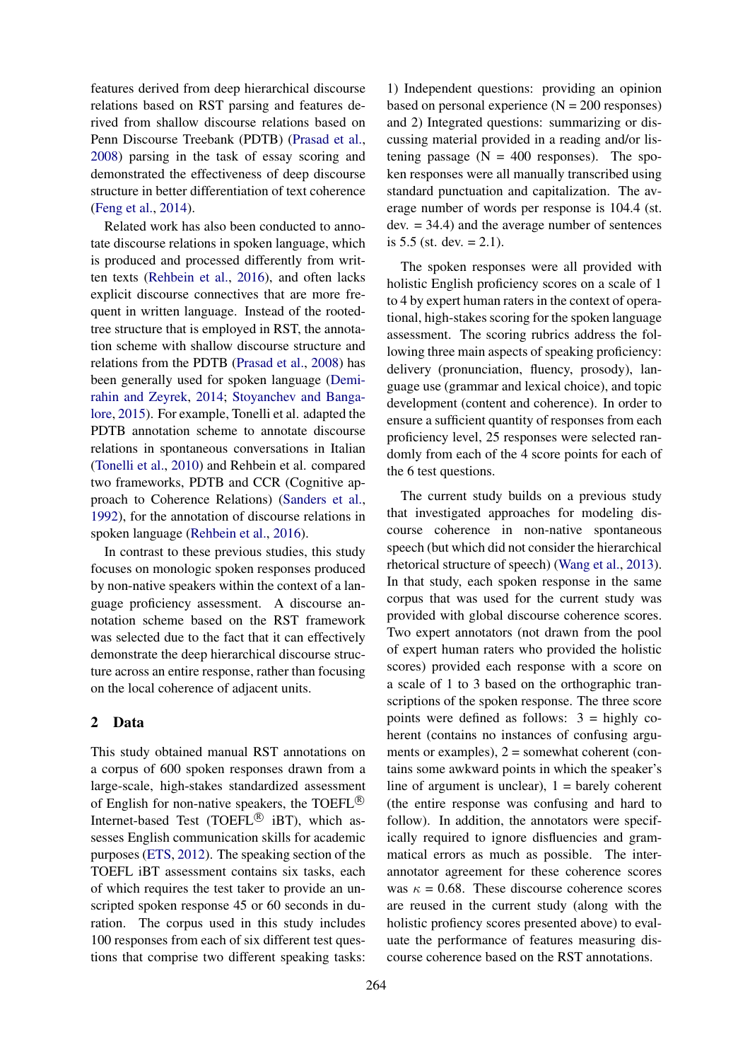features derived from deep hierarchical discourse relations based on RST parsing and features derived from shallow discourse relations based on Penn Discourse Treebank (PDTB) (Prasad et al., 2008) parsing in the task of essay scoring and demonstrated the effectiveness of deep discourse structure in better differentiation of text coherence (Feng et al., 2014).

Related work has also been conducted to annotate discourse relations in spoken language, which is produced and processed differently from written texts (Rehbein et al., 2016), and often lacks explicit discourse connectives that are more frequent in written language. Instead of the rooted-tree structure that is employed in RST, the annotation scheme with shallow discourse structure and relations from the PDTB (Prasad et al., 2008) has been generally used for spoken language (Demirahin and Zeyrek, 2014; Stoyanchev and Bangalore, 2015). For example, Tonelli et al. adapted the PDTB annotation scheme to annotate discourse relations in spontaneous conversations in Italian (Tonelli et al., 2010) and Rehbein et al. compared two frameworks, PDTB and CCR (Cognitive approach to Coherence Relations) (Sanders et al., 1992), for the annotation of discourse relations in spoken language (Rehbein et al., 2016).

In contrast to these previous studies, this study focuses on monologic spoken responses produced by non-native speakers within the context of a language proficiency assessment. A discourse annotation scheme based on the RST framework was selected due to the fact that it can effectively demonstrate the deep hierarchical discourse structure across an entire response, rather than focusing on the local coherence of adjacent units.

## 2 Data

This study obtained manual RST annotations on a corpus of 600 spoken responses drawn from a large-scale, high-stakes standardized assessment of English for non-native speakers, the TOEFL® Internet-based Test (TOEFL® iBT), which assesses English communication skills for academic purposes (ETS, 2012). The speaking section of the TOEFL iBT assessment contains six tasks, each of which requires the test taker to provide an unscripted spoken response 45 or 60 seconds in duration. The corpus used in this study includes 100 responses from each of six different test questions that comprise two different speaking tasks: 1) Independent questions: providing an opinion based on personal experience (N = 200 responses) and 2) Integrated questions: summarizing or discussing material provided in a reading and/or listening passage (N = 400 responses). The spoken responses were all manually transcribed using standard punctuation and capitalization. The average number of words per response is 104.4 (st. dev. = 34.4) and the average number of sentences is 5.5 (st. dev. = 2.1).

The spoken responses were all provided with holistic English proficiency scores on a scale of 1 to 4 by expert human raters in the context of operational, high-stakes scoring for the spoken language assessment. The scoring rubrics address the following three main aspects of speaking proficiency: delivery (pronunciation, fluency, prosody), language use (grammar and lexical choice), and topic development (content and coherence). In order to ensure a sufficient quantity of responses from each proficiency level, 25 responses were selected randomly from each of the 4 score points for each of the 6 test questions.

The current study builds on a previous study that investigated approaches for modeling discourse coherence in non-native spontaneous speech (but which did not consider the hierarchical rhetorical structure of speech) (Wang et al., 2013). In that study, each spoken response in the same corpus that was used for the current study was provided with global discourse coherence scores. Two expert annotators (not drawn from the pool of expert human raters who provided the holistic scores) provided each response with a score on a scale of 1 to 3 based on the orthographic transcriptions of the spoken response. The three score points were defined as follows: 3 = highly coherent (contains no instances of confusing arguments or examples), 2 = somewhat coherent (contains some awkward points in which the speaker's line of argument is unclear), 1 = barely coherent (the entire response was confusing and hard to follow). In addition, the annotators were specifically required to ignore disfluencies and grammatical errors as much as possible. The inter-annotator agreement for these coherence scores was $\kappa$ = 0.68. These discourse coherence scores are reused in the current study (along with the holistic profiency scores presented above) to evaluate the performance of features measuring discourse coherence based on the RST annotations.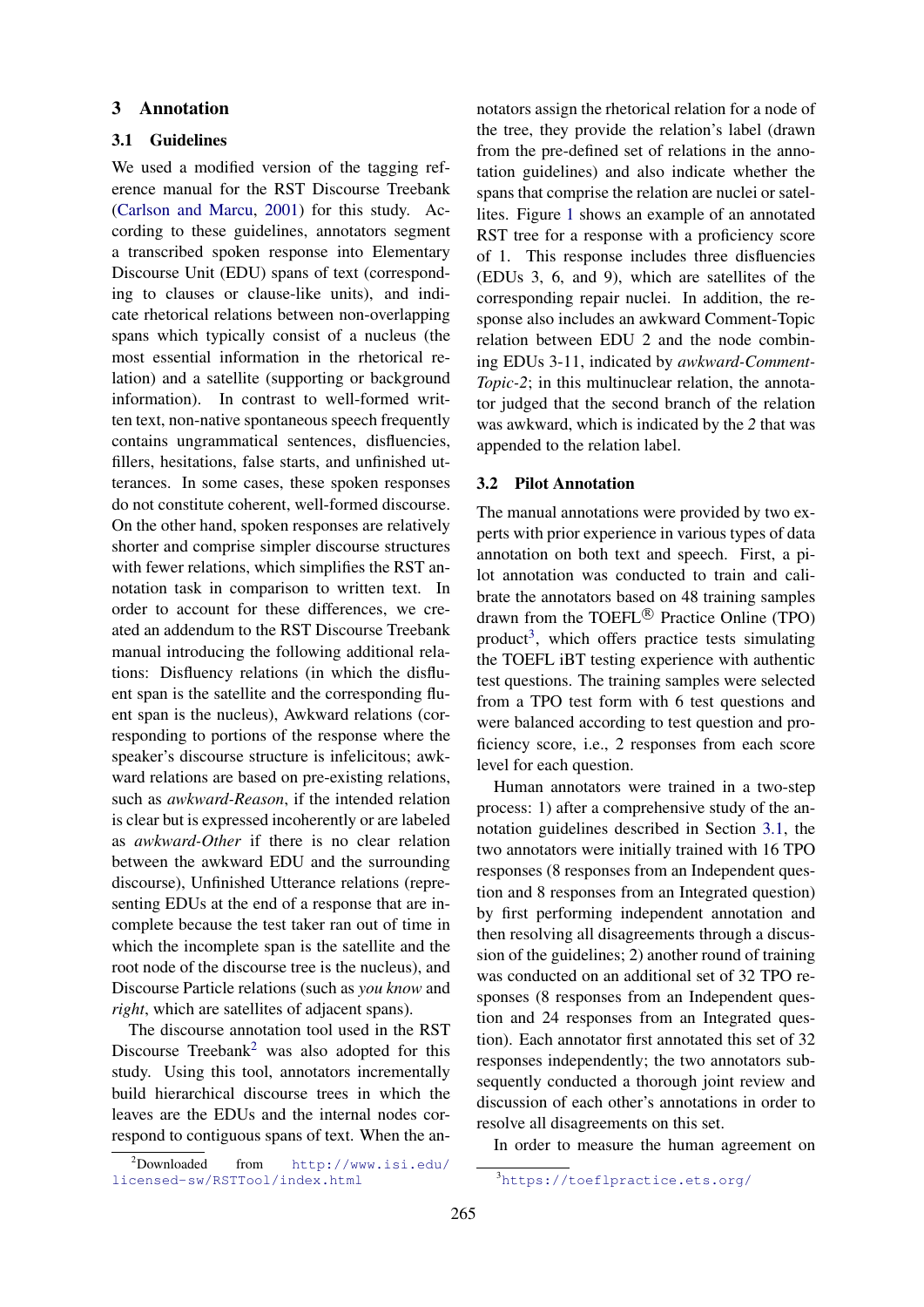## 3 Annotation

### 3.1 Guidelines

We used a modified version of the tagging reference manual for the RST Discourse Treebank (Carlson and Marcu, 2001) for this study. According to these guidelines, annotators segment a transcribed spoken response into Elementary Discourse Unit (EDU) spans of text (corresponding to clauses or clause-like units), and indicate rhetorical relations between non-overlapping spans which typically consist of a nucleus (the most essential information in the rhetorical relation) and a satellite (supporting or background information). In contrast to well-formed written text, non-native spontaneous speech frequently contains ungrammatical sentences, disfluencies, fillers, hesitations, false starts, and unfinished utterances. In some cases, these spoken responses do not constitute coherent, well-formed discourse. On the other hand, spoken responses are relatively shorter and comprise simpler discourse structures with fewer relations, which simplifies the RST annotation task in comparison to written text. In order to account for these differences, we created an addendum to the RST Discourse Treebank manual introducing the following additional relations: Disfluency relations (in which the disfluent span is the satellite and the corresponding fluent span is the nucleus), Awkward relations (corresponding to portions of the response where the speaker's discourse structure is infelicitous; awkward relations are based on pre-existing relations, such as *awkward-Reason*, if the intended relation is clear but is expressed incoherently or are labeled as *awkward-Other* if there is no clear relation between the awkward EDU and the surrounding discourse), Unfinished Utterance relations (representing EDUs at the end of a response that are incomplete because the test taker ran out of time in which the incomplete span is the satellite and the root node of the discourse tree is the nucleus), and Discourse Particle relations (such as *you know* and *right*, which are satellites of adjacent spans).

The discourse annotation tool used in the RST Discourse Treebank[2] was also adopted for this study. Using this tool, annotators incrementally build hierarchical discourse trees in which the leaves are the EDUs and the internal nodes correspond to contiguous spans of text. When the annotators assign the rhetorical relation for a node of the tree, they provide the relation's label (drawn from the pre-defined set of relations in the annotation guidelines) and also indicate whether the spans that comprise the relation are nuclei or satellites. Figure 1 shows an example of an annotated RST tree for a response with a proficiency score of 1. This response includes three disfluencies (EDUs 3, 6, and 9), which are satellites of the corresponding repair nuclei. In addition, the response also includes an awkward Comment-Topic relation between EDU 2 and the node combining EDUs 3-11, indicated by *awkward-Comment-Topic-2*; in this multinuclear relation, the annotator judged that the second branch of the relation was awkward, which is indicated by the *2* that was appended to the relation label.

### 3.2 Pilot Annotation

The manual annotations were provided by two experts with prior experience in various types of data annotation on both text and speech. First, a pilot annotation was conducted to train and calibrate the annotators based on 48 training samples drawn from the TOEFL® Practice Online (TPO) product[3], which offers practice tests simulating the TOEFL iBT testing experience with authentic test questions. The training samples were selected from a TPO test form with 6 test questions and were balanced according to test question and proficiency score, i.e., 2 responses from each score level for each question.

Human annotators were trained in a two-step process: 1) after a comprehensive study of the annotation guidelines described in Section 3.1, the two annotators were initially trained with 16 TPO responses (8 responses from an Independent question and 8 responses from an Integrated question) by first performing independent annotation and then resolving all disagreements through a discussion of the guidelines; 2) another round of training was conducted on an additional set of 32 TPO responses (8 responses from an Independent question and 24 responses from an Integrated question). Each annotator first annotated this set of 32 responses independently; the two annotators subsequently conducted a thorough joint review and discussion of each other's annotations in order to resolve all disagreements on this set.

In order to measure the human agreement on

[2] Downloaded from http://www.isi.edu/licensed-sw/RSTTool/index.html

[3] https://toeflpractice.ets.org/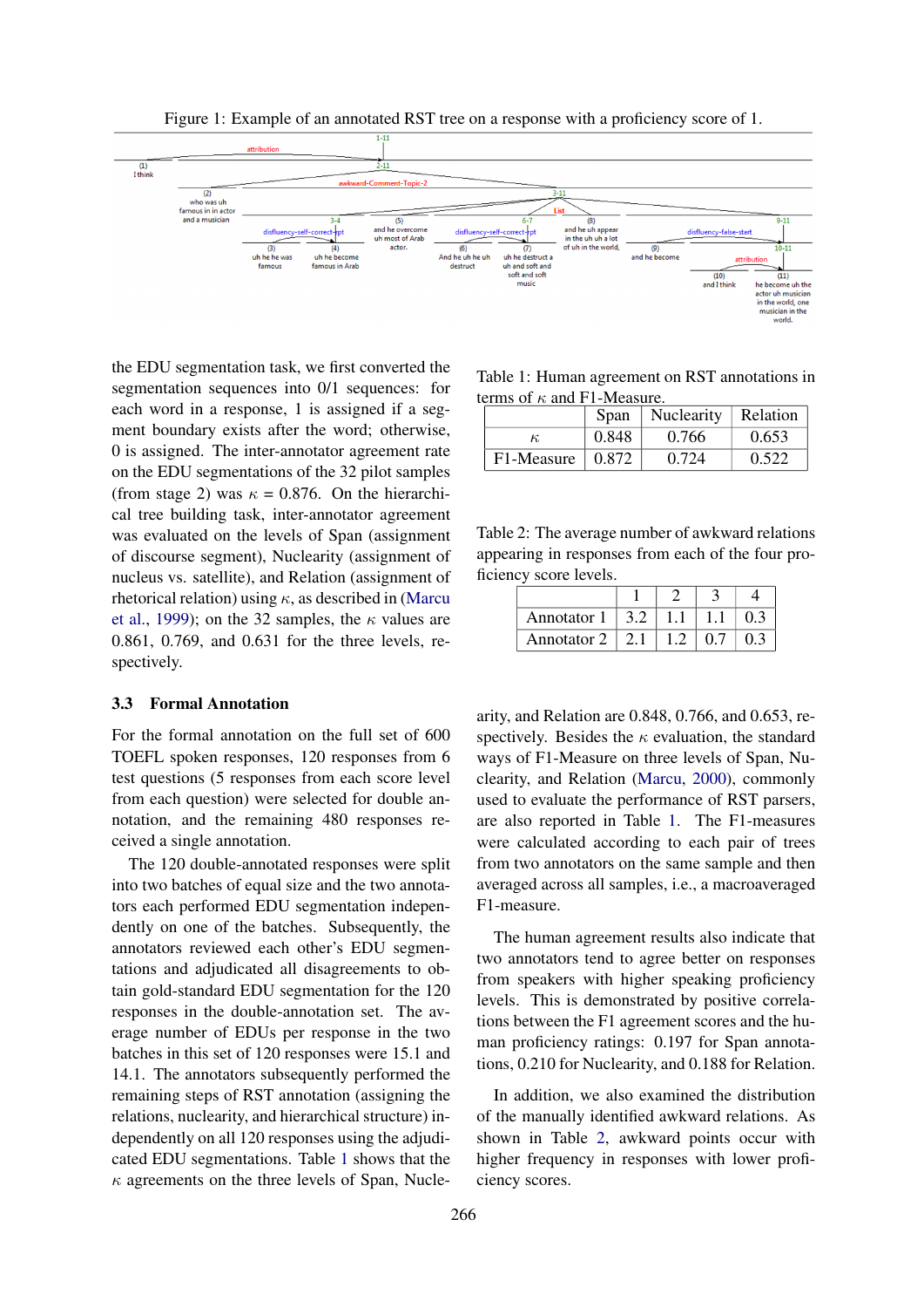Figure 1: Example of an annotated RST tree on a response with a proficiency score of 1.

the EDU segmentation task, we first converted the segmentation sequences into 0/1 sequences: for each word in a response, 1 is assigned if a segment boundary exists after the word; otherwise, 0 is assigned. The inter-annotator agreement rate on the EDU segmentations of the 32 pilot samples (from stage 2) was $\kappa$ = 0.876. On the hierarchical tree building task, inter-annotator agreement was evaluated on the levels of Span (assignment of discourse segment), Nuclearity (assignment of nucleus vs. satellite), and Relation (assignment of rhetorical relation) using $\kappa$, as described in (Marcu et al., 1999); on the 32 samples, the $\kappa$ values are 0.861, 0.769, and 0.631 for the three levels, respectively.

### 3.3 Formal Annotation

For the formal annotation on the full set of 600 TOEFL spoken responses, 120 responses from 6 test questions (5 responses from each score level from each question) were selected for double annotation, and the remaining 480 responses received a single annotation.

The 120 double-annotated responses were split into two batches of equal size and the two annotators each performed EDU segmentation independently on one of the batches. Subsequently, the annotators reviewed each other's EDU segmentations and adjudicated all disagreements to obtain gold-standard EDU segmentation for the 120 responses in the double-annotation set. The average number of EDUs per response in the two batches in this set of 120 responses were 15.1 and 14.1. The annotators subsequently performed the remaining steps of RST annotation (assigning the relations, nuclearity, and hierarchical structure) independently on all 120 responses using the adjudicated EDU segmentations. Table 1 shows that the $\kappa$ agreements on the three levels of Span, Nuclearity, and Relation are 0.848, 0.766, and 0.653, respectively. Besides the $\kappa$ evaluation, the standard ways of F1-Measure on three levels of Span, Nuclearity, and Relation (Marcu, 2000), commonly used to evaluate the performance of RST parsers, are also reported in Table 1. The F1-measures were calculated according to each pair of trees from two annotators on the same sample and then averaged across all samples, i.e., a macroaveraged F1-measure.

Table 1: Human agreement on RST annotations in terms of $\kappa$ and F1-Measure.

| | Span | Nuclearity | Relation |
|---|---|---|---|
| $\kappa$ | 0.848 | 0.766 | 0.653 |
| F1-Measure | 0.872 | 0.724 | 0.522 |

Table 2: The average number of awkward relations appearing in responses from each of the four proficiency score levels.

| | 1 | 2 | 3 | 4 |
|---|---|---|---|---|
| Annotator 1 | 3.2 | 1.1 | 1.1 | 0.3 |
| Annotator 2 | 2.1 | 1.2 | 0.7 | 0.3 |

The human agreement results also indicate that two annotators tend to agree better on responses from speakers with higher speaking proficiency levels. This is demonstrated by positive correlations between the F1 agreement scores and the human proficiency ratings: 0.197 for Span annotations, 0.210 for Nuclearity, and 0.188 for Relation.

In addition, we also examined the distribution of the manually identified awkward relations. As shown in Table 2, awkward points occur with higher frequency in responses with lower proficiency scores.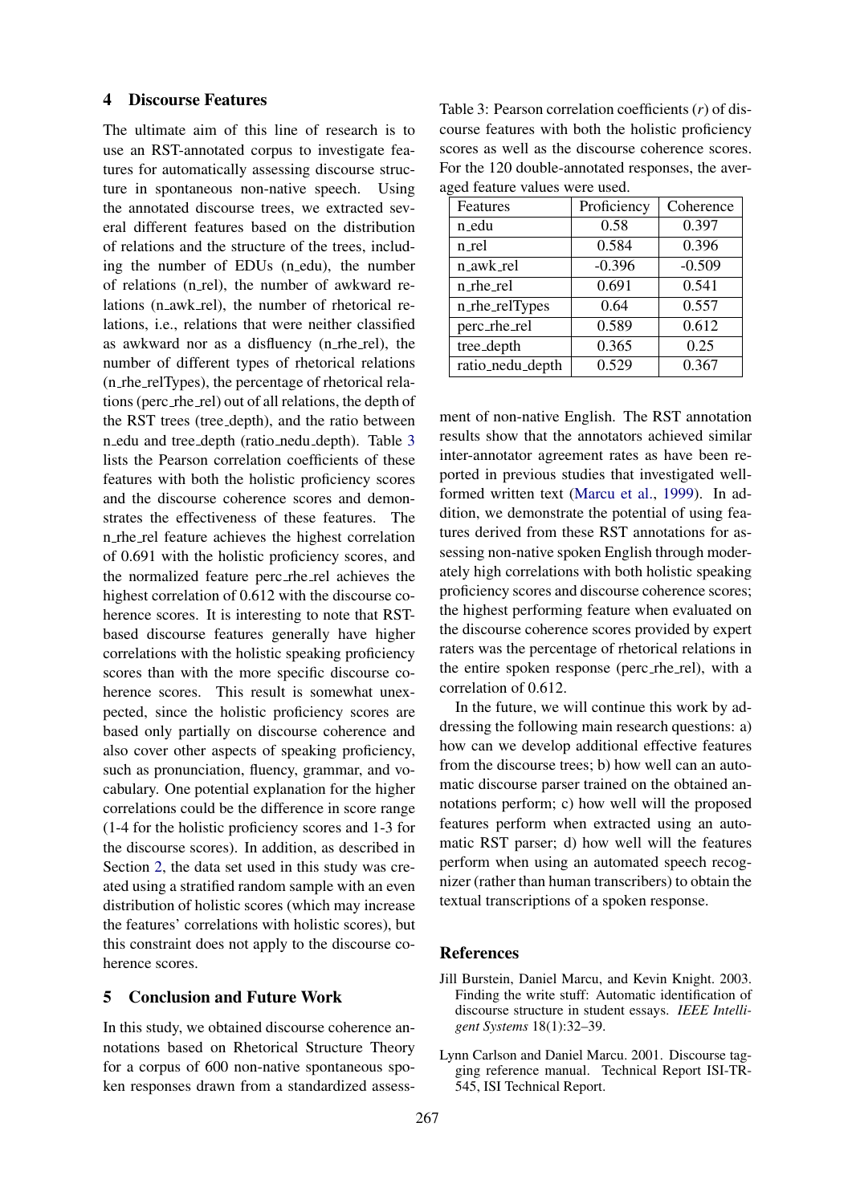## 4 Discourse Features

The ultimate aim of this line of research is to use an RST-annotated corpus to investigate features for automatically assessing discourse structure in spontaneous non-native speech. Using the annotated discourse trees, we extracted several different features based on the distribution of relations and the structure of the trees, including the number of EDUs (n_edu), the number of relations (n_rel), the number of awkward relations (n_awk_rel), the number of rhetorical relations, i.e., relations that were neither classified as awkward nor as a disfluency (n_rhe_rel), the number of different types of rhetorical relations (n_rhe_relTypes), the percentage of rhetorical relations (perc_rhe_rel) out of all relations, the depth of the RST trees (tree_depth), and the ratio between n_edu and tree_depth (ratio_nedu_depth). Table 3 lists the Pearson correlation coefficients of these features with both the holistic proficiency scores and the discourse coherence scores and demonstrates the effectiveness of these features. The n_rhe_rel feature achieves the highest correlation of 0.691 with the holistic proficiency scores, and the normalized feature perc_rhe_rel achieves the highest correlation of 0.612 with the discourse coherence scores. It is interesting to note that RST-based discourse features generally have higher correlations with the holistic speaking proficiency scores than with the more specific discourse coherence scores. This result is somewhat unexpected, since the holistic proficiency scores are based only partially on discourse coherence and also cover other aspects of speaking proficiency, such as pronunciation, fluency, grammar, and vocabulary. One potential explanation for the higher correlations could be the difference in score range (1-4 for the holistic proficiency scores and 1-3 for the discourse scores). In addition, as described in Section 2, the data set used in this study was created using a stratified random sample with an even distribution of holistic scores (which may increase the features' correlations with holistic scores), but this constraint does not apply to the discourse coherence scores.

Table 3: Pearson correlation coefficients ($r$) of discourse features with both the holistic proficiency scores as well as the discourse coherence scores. For the 120 double-annotated responses, the averaged feature values were used.

| Features | Proficiency | Coherence |
|---|---|---|
| n_edu | 0.58 | 0.397 |
| n_rel | 0.584 | 0.396 |
| n_awk_rel | -0.396 | -0.509 |
| n_rhe_rel | 0.691 | 0.541 |
| n_rhe_relTypes | 0.64 | 0.557 |
| perc_rhe_rel | 0.589 | 0.612 |
| tree_depth | 0.365 | 0.25 |
| ratio_nedu_depth | 0.529 | 0.367 |

## 5 Conclusion and Future Work

In this study, we obtained discourse coherence annotations based on Rhetorical Structure Theory for a corpus of 600 non-native spontaneous spoken responses drawn from a standardized assessment of non-native English. The RST annotation results show that the annotators achieved similar inter-annotator agreement rates as have been reported in previous studies that investigated well-formed written text (Marcu et al., 1999). In addition, we demonstrate the potential of using features derived from these RST annotations for assessing non-native spoken English through moderately high correlations with both holistic speaking proficiency scores and discourse coherence scores; the highest performing feature when evaluated on the discourse coherence scores provided by expert raters was the percentage of rhetorical relations in the entire spoken response (perc_rhe_rel), with a correlation of 0.612.

In the future, we will continue this work by addressing the following main research questions: a) how can we develop additional effective features from the discourse trees; b) how well can an automatic discourse parser trained on the obtained annotations perform; c) how well will the proposed features perform when extracted using an automatic RST parser; d) how well will the features perform when using an automated speech recognizer (rather than human transcribers) to obtain the textual transcriptions of a spoken response.

## References

Jill Burstein, Daniel Marcu, and Kevin Knight. 2003. Finding the write stuff: Automatic identification of discourse structure in student essays. *IEEE Intelligent Systems* 18(1):32–39.

Lynn Carlson and Daniel Marcu. 2001. Discourse tagging reference manual. Technical Report ISI-TR-545, ISI Technical Report.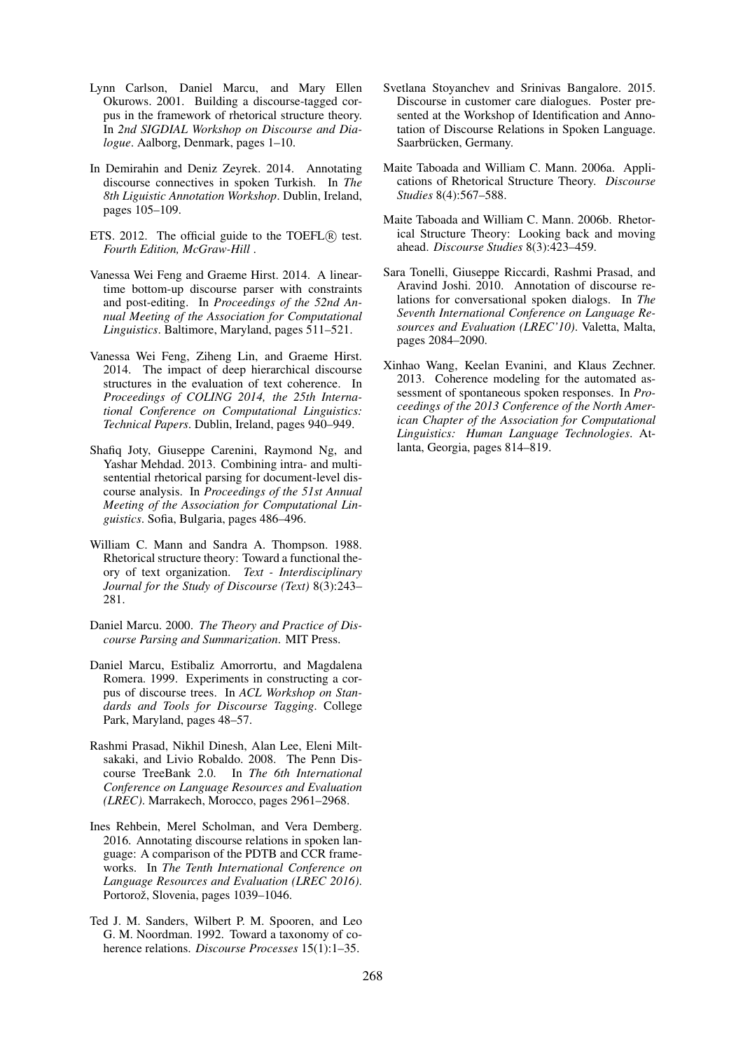Lynn Carlson, Daniel Marcu, and Mary Ellen Okurows. 2001. Building a discourse-tagged corpus in the framework of rhetorical structure theory. In *2nd SIGDIAL Workshop on Discourse and Dialogue*. Aalborg, Denmark, pages 1–10.

In Demirahin and Deniz Zeyrek. 2014. Annotating discourse connectives in spoken Turkish. In *The 8th Liguistic Annotation Workshop*. Dublin, Ireland, pages 105–109.

ETS. 2012. The official guide to the TOEFL® test. *Fourth Edition, McGraw-Hill* .

Vanessa Wei Feng and Graeme Hirst. 2014. A linear-time bottom-up discourse parser with constraints and post-editing. In *Proceedings of the 52nd Annual Meeting of the Association for Computational Linguistics*. Baltimore, Maryland, pages 511–521.

Vanessa Wei Feng, Ziheng Lin, and Graeme Hirst. 2014. The impact of deep hierarchical discourse structures in the evaluation of text coherence. In *Proceedings of COLING 2014, the 25th International Conference on Computational Linguistics: Technical Papers*. Dublin, Ireland, pages 940–949.

Shafiq Joty, Giuseppe Carenini, Raymond Ng, and Yashar Mehdad. 2013. Combining intra- and multi-sentential rhetorical parsing for document-level discourse analysis. In *Proceedings of the 51st Annual Meeting of the Association for Computational Linguistics*. Sofia, Bulgaria, pages 486–496.

William C. Mann and Sandra A. Thompson. 1988. Rhetorical structure theory: Toward a functional theory of text organization. *Text - Interdisciplinary Journal for the Study of Discourse (Text)* 8(3):243–281.

Daniel Marcu. 2000. *The Theory and Practice of Discourse Parsing and Summarization*. MIT Press.

Daniel Marcu, Estibaliz Amorrortu, and Magdalena Romera. 1999. Experiments in constructing a corpus of discourse trees. In *ACL Workshop on Standards and Tools for Discourse Tagging*. College Park, Maryland, pages 48–57.

Rashmi Prasad, Nikhil Dinesh, Alan Lee, Eleni Miltsakaki, and Livio Robaldo. 2008. The Penn Discourse TreeBank 2.0. In *The 6th International Conference on Language Resources and Evaluation (LREC)*. Marrakech, Morocco, pages 2961–2968.

Ines Rehbein, Merel Scholman, and Vera Demberg. 2016. Annotating discourse relations in spoken language: A comparison of the PDTB and CCR frameworks. In *The Tenth International Conference on Language Resources and Evaluation (LREC 2016)*. Portorož, Slovenia, pages 1039–1046.

Ted J. M. Sanders, Wilbert P. M. Spooren, and Leo G. M. Noordman. 1992. Toward a taxonomy of coherence relations. *Discourse Processes* 15(1):1–35.

Svetlana Stoyanchev and Srinivas Bangalore. 2015. Discourse in customer care dialogues. Poster presented at the Workshop of Identification and Annotation of Discourse Relations in Spoken Language. Saarbrücken, Germany.

Maite Taboada and William C. Mann. 2006a. Applications of Rhetorical Structure Theory. *Discourse Studies* 8(4):567–588.

Maite Taboada and William C. Mann. 2006b. Rhetorical Structure Theory: Looking back and moving ahead. *Discourse Studies* 8(3):423–459.

Sara Tonelli, Giuseppe Riccardi, Rashmi Prasad, and Aravind Joshi. 2010. Annotation of discourse relations for conversational spoken dialogs. In *The Seventh International Conference on Language Resources and Evaluation (LREC'10)*. Valetta, Malta, pages 2084–2090.

Xinhao Wang, Keelan Evanini, and Klaus Zechner. 2013. Coherence modeling for the automated assessment of spontaneous spoken responses. In *Proceedings of the 2013 Conference of the North American Chapter of the Association for Computational Linguistics: Human Language Technologies*. Atlanta, Georgia, pages 814–819.